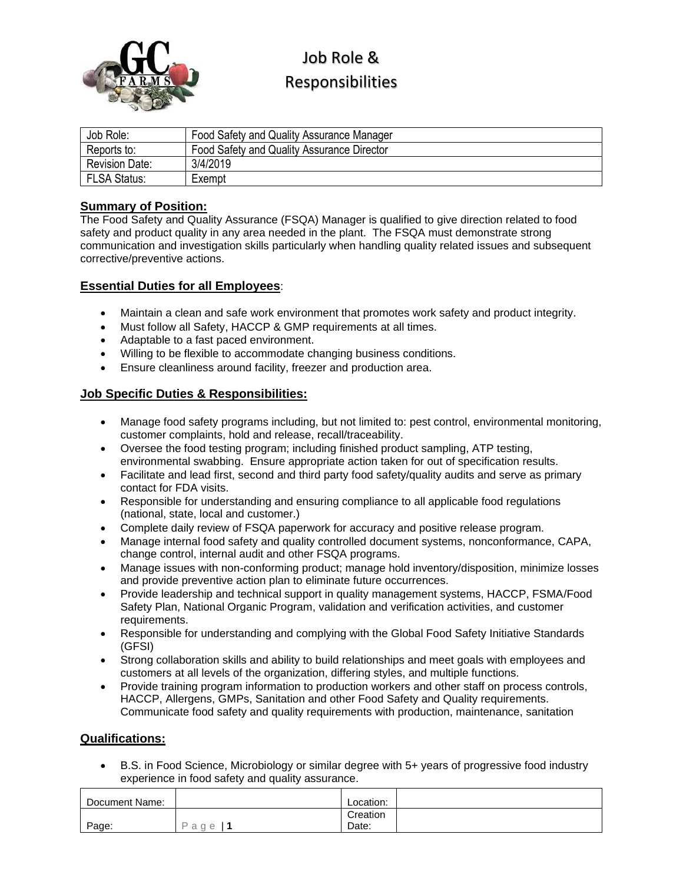# Job Role & Responsibilities

| Job Role: | Food Safety and Quality Assurance Manager |
| --- | --- |
| Reports to: | Food Safety and Quality Assurance Director |
| Revision Date: | 3/4/2019 |
| FLSA Status: | Exempt |

## Summary of Position:

The Food Safety and Quality Assurance (FSQA) Manager is qualified to give direction related to food safety and product quality in any area needed in the plant. The FSQA must demonstrate strong communication and investigation skills particularly when handling quality related issues and subsequent corrective/preventive actions.

## Essential Duties for all Employees:

- Maintain a clean and safe work environment that promotes work safety and product integrity.
- Must follow all Safety, HACCP & GMP requirements at all times.
- Adaptable to a fast paced environment.
- Willing to be flexible to accommodate changing business conditions.
- Ensure cleanliness around facility, freezer and production area.

## Job Specific Duties & Responsibilities:

- Manage food safety programs including, but not limited to: pest control, environmental monitoring, customer complaints, hold and release, recall/traceability.
- Oversee the food testing program; including finished product sampling, ATP testing, environmental swabbing. Ensure appropriate action taken for out of specification results.
- Facilitate and lead first, second and third party food safety/quality audits and serve as primary contact for FDA visits.
- Responsible for understanding and ensuring compliance to all applicable food regulations (national, state, local and customer.)
- Complete daily review of FSQA paperwork for accuracy and positive release program.
- Manage internal food safety and quality controlled document systems, nonconformance, CAPA, change control, internal audit and other FSQA programs.
- Manage issues with non-conforming product; manage hold inventory/disposition, minimize losses and provide preventive action plan to eliminate future occurrences.
- Provide leadership and technical support in quality management systems, HACCP, FSMA/Food Safety Plan, National Organic Program, validation and verification activities, and customer requirements.
- Responsible for understanding and complying with the Global Food Safety Initiative Standards (GFSI)
- Strong collaboration skills and ability to build relationships and meet goals with employees and customers at all levels of the organization, differing styles, and multiple functions.
- Provide training program information to production workers and other staff on process controls, HACCP, Allergens, GMPs, Sanitation and other Food Safety and Quality requirements. Communicate food safety and quality requirements with production, maintenance, sanitation

## Qualifications:

- B.S. in Food Science, Microbiology or similar degree with 5+ years of progressive food industry experience in food safety and quality assurance.

| Document Name: | | Location: | |
| --- | --- | --- | --- |
| Page: | Page \| 1 | Creation Date: | |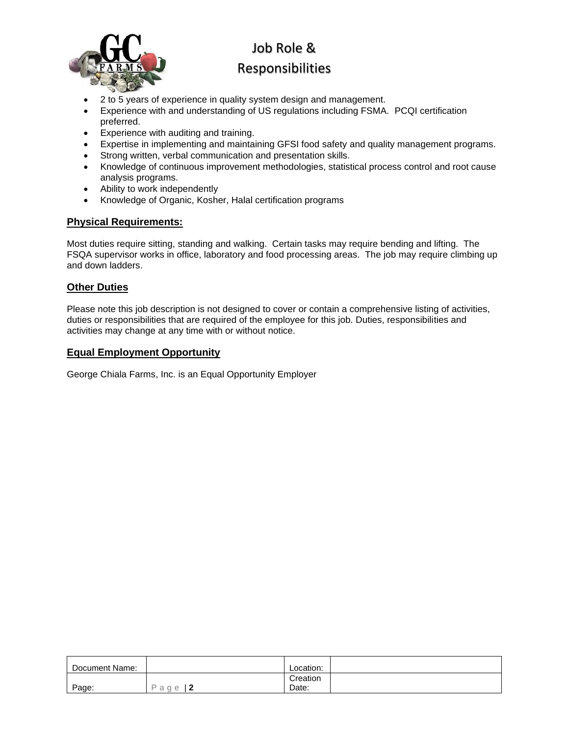- 2 to 5 years of experience in quality system design and management.
- Experience with and understanding of US regulations including FSMA. PCQI certification preferred.
- Experience with auditing and training.
- Expertise in implementing and maintaining GFSI food safety and quality management programs.
- Strong written, verbal communication and presentation skills.
- Knowledge of continuous improvement methodologies, statistical process control and root cause analysis programs.
- Ability to work independently
- Knowledge of Organic, Kosher, Halal certification programs

## Physical Requirements:

Most duties require sitting, standing and walking. Certain tasks may require bending and lifting. The FSQA supervisor works in office, laboratory and food processing areas. The job may require climbing up and down ladders.

## Other Duties

Please note this job description is not designed to cover or contain a comprehensive listing of activities, duties or responsibilities that are required of the employee for this job. Duties, responsibilities and activities may change at any time with or without notice.

## Equal Employment Opportunity

George Chiala Farms, Inc. is an Equal Opportunity Employer

| | | | |
|---|---|---|---|
| Document Name: | | Location: | |
| Page: | Page \| 2 | Creation Date: | |